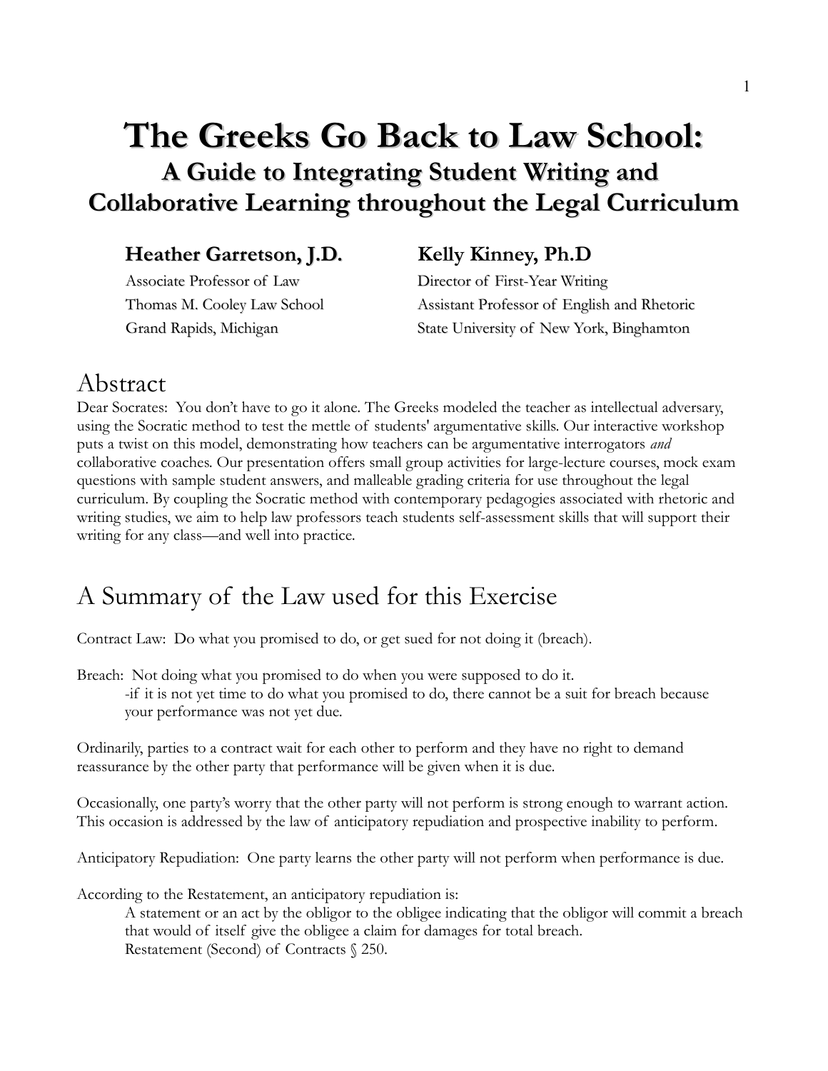# The Greeks Go Back to Law School:

## A Guide to Integrating Student Writing and Collaborative Learning throughout the Legal Curriculum

**Heather Garretson, J.D.**
Associate Professor of Law
Thomas M. Cooley Law School
Grand Rapids, Michigan

**Kelly Kinney, Ph.D**
Director of First-Year Writing
Assistant Professor of English and Rhetoric
State University of New York, Binghamton

## Abstract

Dear Socrates: You don't have to go it alone. The Greeks modeled the teacher as intellectual adversary, using the Socratic method to test the mettle of students' argumentative skills. Our interactive workshop puts a twist on this model, demonstrating how teachers can be argumentative interrogators *and* collaborative coaches. Our presentation offers small group activities for large-lecture courses, mock exam questions with sample student answers, and malleable grading criteria for use throughout the legal curriculum. By coupling the Socratic method with contemporary pedagogies associated with rhetoric and writing studies, we aim to help law professors teach students self-assessment skills that will support their writing for any class—and well into practice.

## A Summary of the Law used for this Exercise

Contract Law: Do what you promised to do, or get sued for not doing it (breach).

Breach: Not doing what you promised to do when you were supposed to do it.
-if it is not yet time to do what you promised to do, there cannot be a suit for breach because your performance was not yet due.

Ordinarily, parties to a contract wait for each other to perform and they have no right to demand reassurance by the other party that performance will be given when it is due.

Occasionally, one party's worry that the other party will not perform is strong enough to warrant action. This occasion is addressed by the law of anticipatory repudiation and prospective inability to perform.

Anticipatory Repudiation: One party learns the other party will not perform when performance is due.

According to the Restatement, an anticipatory repudiation is:

> A statement or an act by the obligor to the obligee indicating that the obligor will commit a breach that would of itself give the obligee a claim for damages for total breach.
> Restatement (Second) of Contracts § 250.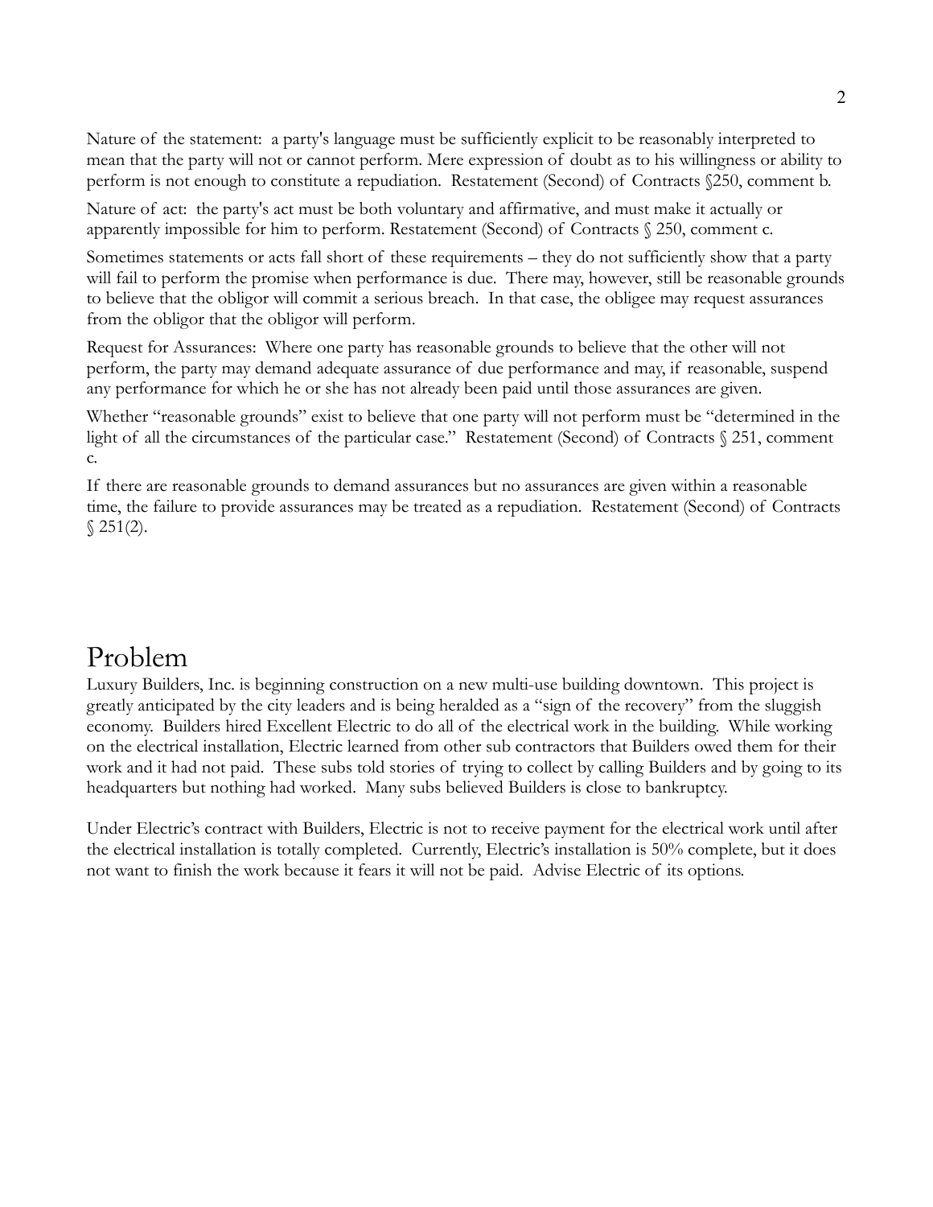Nature of the statement: a party's language must be sufficiently explicit to be reasonably interpreted to mean that the party will not or cannot perform. Mere expression of doubt as to his willingness or ability to perform is not enough to constitute a repudiation. Restatement (Second) of Contracts §250, comment b.

Nature of act: the party's act must be both voluntary and affirmative, and must make it actually or apparently impossible for him to perform. Restatement (Second) of Contracts § 250, comment c.

Sometimes statements or acts fall short of these requirements – they do not sufficiently show that a party will fail to perform the promise when performance is due. There may, however, still be reasonable grounds to believe that the obligor will commit a serious breach. In that case, the obligee may request assurances from the obligor that the obligor will perform.

Request for Assurances: Where one party has reasonable grounds to believe that the other will not perform, the party may demand adequate assurance of due performance and may, if reasonable, suspend any performance for which he or she has not already been paid until those assurances are given.

Whether "reasonable grounds" exist to believe that one party will not perform must be "determined in the light of all the circumstances of the particular case." Restatement (Second) of Contracts § 251, comment c.

If there are reasonable grounds to demand assurances but no assurances are given within a reasonable time, the failure to provide assurances may be treated as a repudiation. Restatement (Second) of Contracts § 251(2).

# Problem

Luxury Builders, Inc. is beginning construction on a new multi-use building downtown. This project is greatly anticipated by the city leaders and is being heralded as a "sign of the recovery" from the sluggish economy. Builders hired Excellent Electric to do all of the electrical work in the building. While working on the electrical installation, Electric learned from other sub contractors that Builders owed them for their work and it had not paid. These subs told stories of trying to collect by calling Builders and by going to its headquarters but nothing had worked. Many subs believed Builders is close to bankruptcy.

Under Electric's contract with Builders, Electric is not to receive payment for the electrical work until after the electrical installation is totally completed. Currently, Electric's installation is 50% complete, but it does not want to finish the work because it fears it will not be paid. Advise Electric of its options.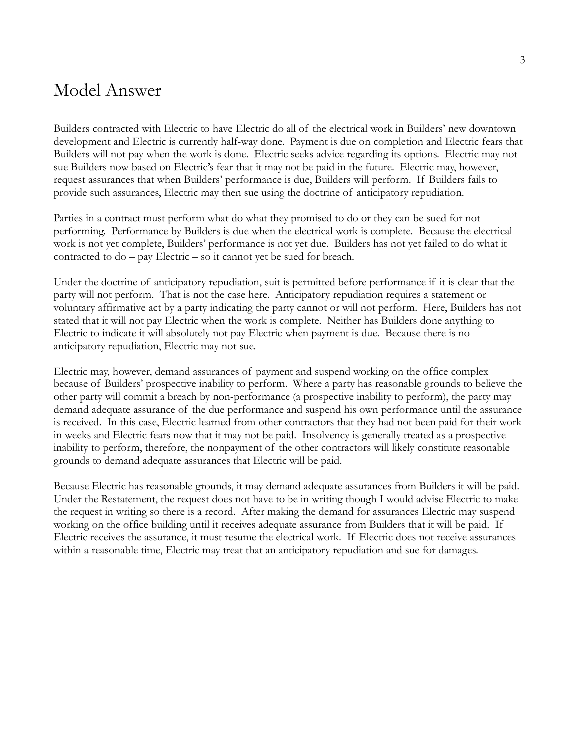# Model Answer

Builders contracted with Electric to have Electric do all of the electrical work in Builders' new downtown development and Electric is currently half-way done. Payment is due on completion and Electric fears that Builders will not pay when the work is done. Electric seeks advice regarding its options. Electric may not sue Builders now based on Electric's fear that it may not be paid in the future. Electric may, however, request assurances that when Builders' performance is due, Builders will perform. If Builders fails to provide such assurances, Electric may then sue using the doctrine of anticipatory repudiation.

Parties in a contract must perform what do what they promised to do or they can be sued for not performing. Performance by Builders is due when the electrical work is complete. Because the electrical work is not yet complete, Builders' performance is not yet due. Builders has not yet failed to do what it contracted to do – pay Electric – so it cannot yet be sued for breach.

Under the doctrine of anticipatory repudiation, suit is permitted before performance if it is clear that the party will not perform. That is not the case here. Anticipatory repudiation requires a statement or voluntary affirmative act by a party indicating the party cannot or will not perform. Here, Builders has not stated that it will not pay Electric when the work is complete. Neither has Builders done anything to Electric to indicate it will absolutely not pay Electric when payment is due. Because there is no anticipatory repudiation, Electric may not sue.

Electric may, however, demand assurances of payment and suspend working on the office complex because of Builders' prospective inability to perform. Where a party has reasonable grounds to believe the other party will commit a breach by non-performance (a prospective inability to perform), the party may demand adequate assurance of the due performance and suspend his own performance until the assurance is received. In this case, Electric learned from other contractors that they had not been paid for their work in weeks and Electric fears now that it may not be paid. Insolvency is generally treated as a prospective inability to perform, therefore, the nonpayment of the other contractors will likely constitute reasonable grounds to demand adequate assurances that Electric will be paid.

Because Electric has reasonable grounds, it may demand adequate assurances from Builders it will be paid. Under the Restatement, the request does not have to be in writing though I would advise Electric to make the request in writing so there is a record. After making the demand for assurances Electric may suspend working on the office building until it receives adequate assurance from Builders that it will be paid. If Electric receives the assurance, it must resume the electrical work. If Electric does not receive assurances within a reasonable time, Electric may treat that an anticipatory repudiation and sue for damages.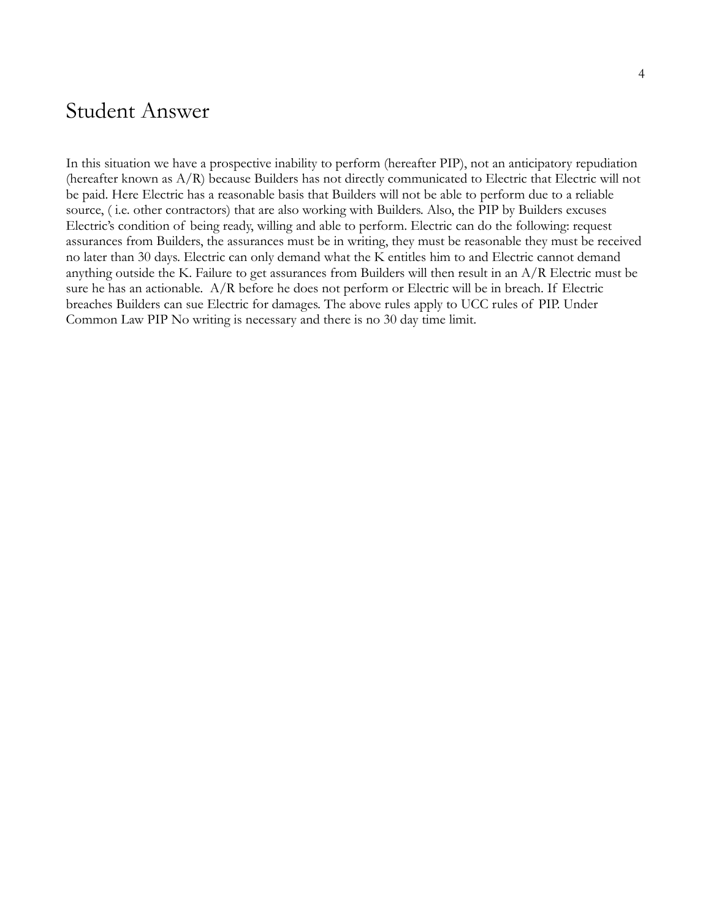# Student Answer

In this situation we have a prospective inability to perform (hereafter PIP), not an anticipatory repudiation (hereafter known as A/R) because Builders has not directly communicated to Electric that Electric will not be paid. Here Electric has a reasonable basis that Builders will not be able to perform due to a reliable source, ( i.e. other contractors) that are also working with Builders. Also, the PIP by Builders excuses Electric's condition of being ready, willing and able to perform. Electric can do the following: request assurances from Builders, the assurances must be in writing, they must be reasonable they must be received no later than 30 days. Electric can only demand what the K entitles him to and Electric cannot demand anything outside the K. Failure to get assurances from Builders will then result in an A/R Electric must be sure he has an actionable. A/R before he does not perform or Electric will be in breach. If Electric breaches Builders can sue Electric for damages. The above rules apply to UCC rules of PIP. Under Common Law PIP No writing is necessary and there is no 30 day time limit.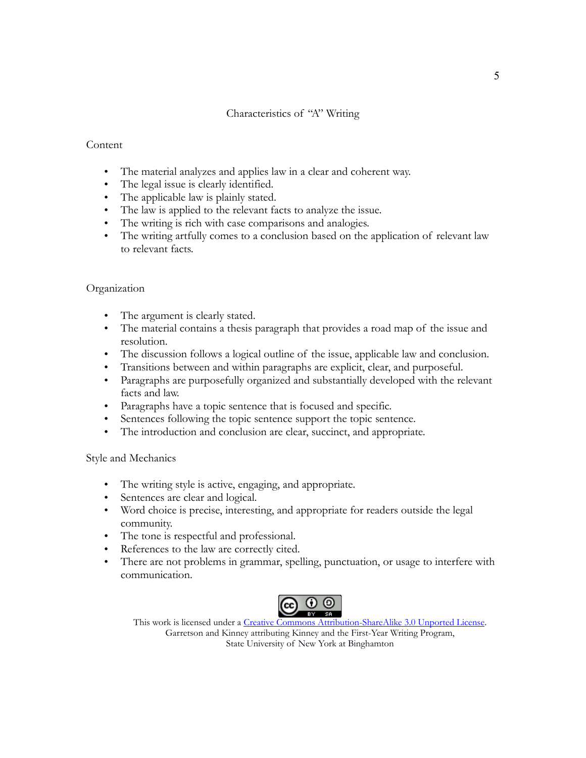## Characteristics of "A" Writing

### Content

- The material analyzes and applies law in a clear and coherent way.
- The legal issue is clearly identified.
- The applicable law is plainly stated.
- The law is applied to the relevant facts to analyze the issue.
- The writing is rich with case comparisons and analogies.
- The writing artfully comes to a conclusion based on the application of relevant law to relevant facts.

### Organization

- The argument is clearly stated.
- The material contains a thesis paragraph that provides a road map of the issue and resolution.
- The discussion follows a logical outline of the issue, applicable law and conclusion.
- Transitions between and within paragraphs are explicit, clear, and purposeful.
- Paragraphs are purposefully organized and substantially developed with the relevant facts and law.
- Paragraphs have a topic sentence that is focused and specific.
- Sentences following the topic sentence support the topic sentence.
- The introduction and conclusion are clear, succinct, and appropriate.

### Style and Mechanics

- The writing style is active, engaging, and appropriate.
- Sentences are clear and logical.
- Word choice is precise, interesting, and appropriate for readers outside the legal community.
- The tone is respectful and professional.
- References to the law are correctly cited.
- There are not problems in grammar, spelling, punctuation, or usage to interfere with communication.

This work is licensed under a Creative Commons Attribution-ShareAlike 3.0 Unported License.
Garretson and Kinney attributing Kinney and the First-Year Writing Program,
State University of New York at Binghamton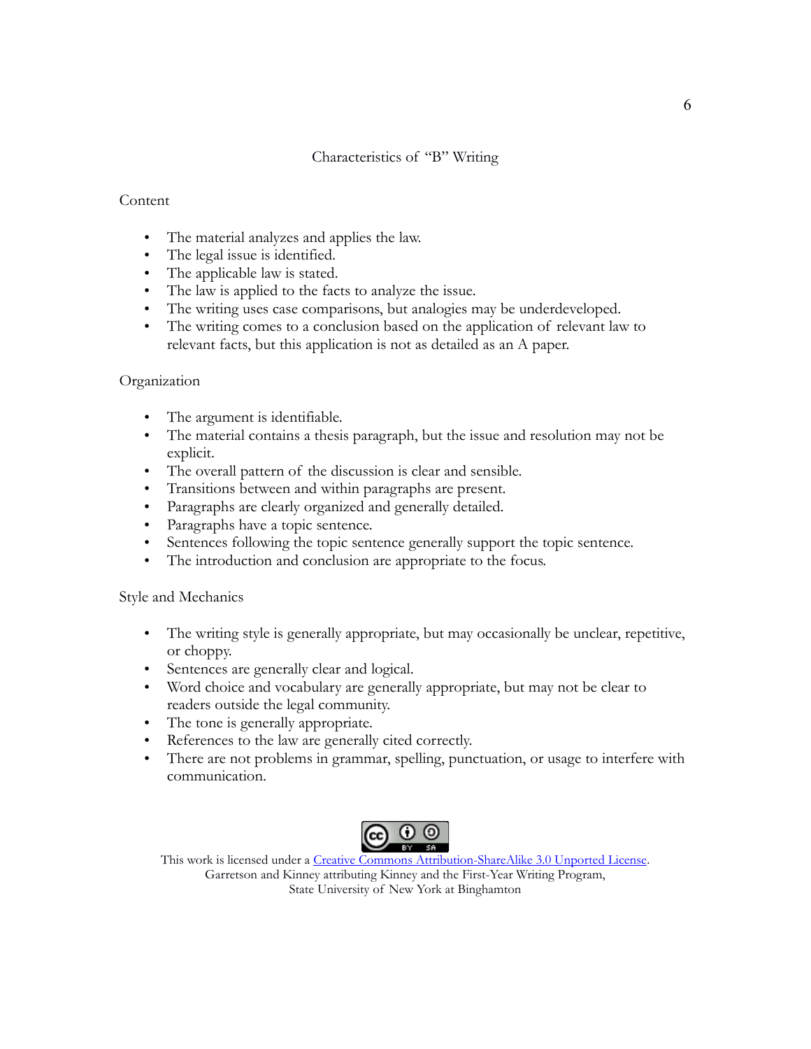## Characteristics of "B" Writing

### Content

- The material analyzes and applies the law.
- The legal issue is identified.
- The applicable law is stated.
- The law is applied to the facts to analyze the issue.
- The writing uses case comparisons, but analogies may be underdeveloped.
- The writing comes to a conclusion based on the application of relevant law to relevant facts, but this application is not as detailed as an A paper.

### Organization

- The argument is identifiable.
- The material contains a thesis paragraph, but the issue and resolution may not be explicit.
- The overall pattern of the discussion is clear and sensible.
- Transitions between and within paragraphs are present.
- Paragraphs are clearly organized and generally detailed.
- Paragraphs have a topic sentence.
- Sentences following the topic sentence generally support the topic sentence.
- The introduction and conclusion are appropriate to the focus.

### Style and Mechanics

- The writing style is generally appropriate, but may occasionally be unclear, repetitive, or choppy.
- Sentences are generally clear and logical.
- Word choice and vocabulary are generally appropriate, but may not be clear to readers outside the legal community.
- The tone is generally appropriate.
- References to the law are generally cited correctly.
- There are not problems in grammar, spelling, punctuation, or usage to interfere with communication.

This work is licensed under a Creative Commons Attribution-ShareAlike 3.0 Unported License.
Garretson and Kinney attributing Kinney and the First-Year Writing Program,
State University of New York at Binghamton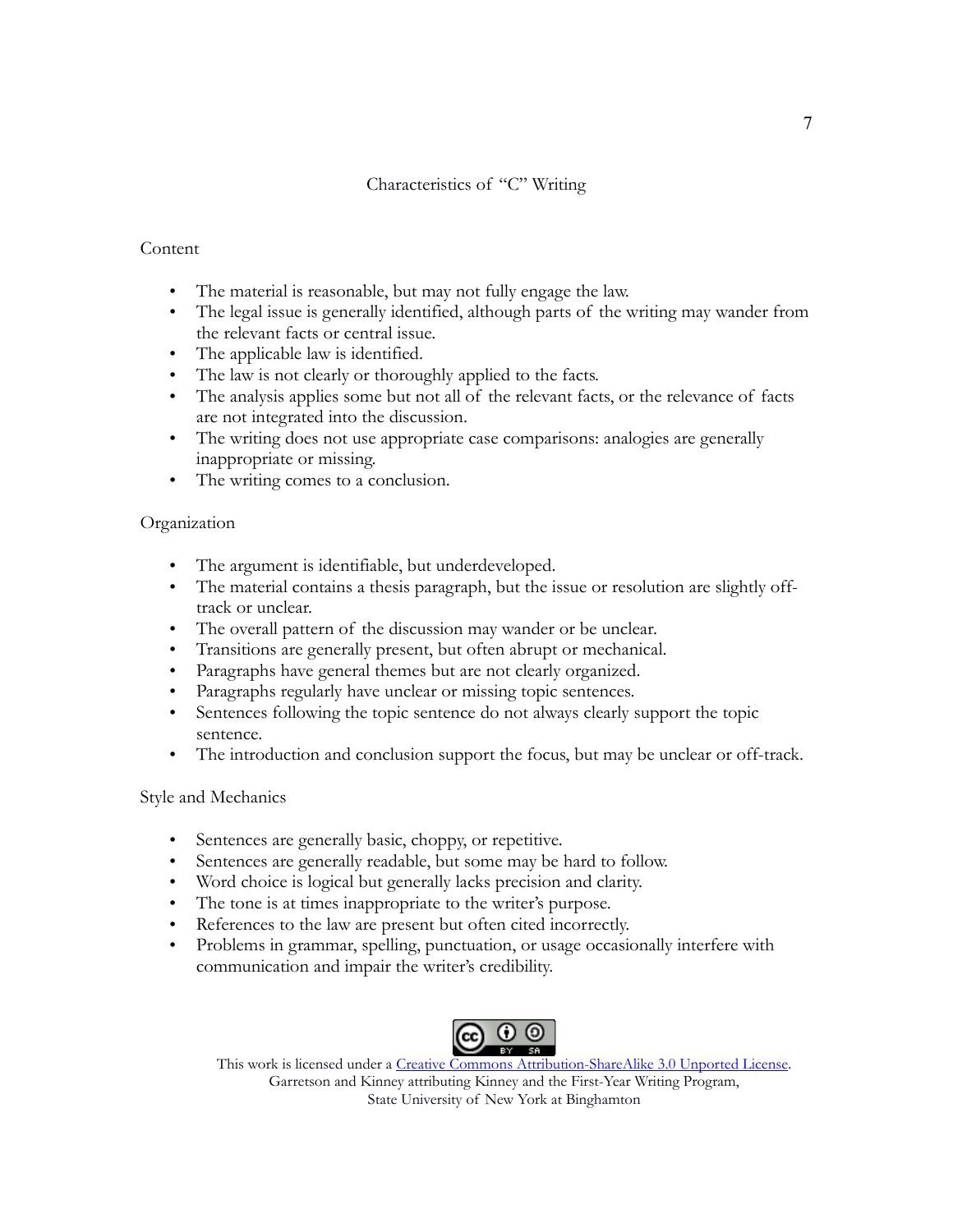## Characteristics of "C" Writing

### Content

- The material is reasonable, but may not fully engage the law.
- The legal issue is generally identified, although parts of the writing may wander from the relevant facts or central issue.
- The applicable law is identified.
- The law is not clearly or thoroughly applied to the facts.
- The analysis applies some but not all of the relevant facts, or the relevance of facts are not integrated into the discussion.
- The writing does not use appropriate case comparisons: analogies are generally inappropriate or missing.
- The writing comes to a conclusion.

### Organization

- The argument is identifiable, but underdeveloped.
- The material contains a thesis paragraph, but the issue or resolution are slightly off-track or unclear.
- The overall pattern of the discussion may wander or be unclear.
- Transitions are generally present, but often abrupt or mechanical.
- Paragraphs have general themes but are not clearly organized.
- Paragraphs regularly have unclear or missing topic sentences.
- Sentences following the topic sentence do not always clearly support the topic sentence.
- The introduction and conclusion support the focus, but may be unclear or off-track.

### Style and Mechanics

- Sentences are generally basic, choppy, or repetitive.
- Sentences are generally readable, but some may be hard to follow.
- Word choice is logical but generally lacks precision and clarity.
- The tone is at times inappropriate to the writer's purpose.
- References to the law are present but often cited incorrectly.
- Problems in grammar, spelling, punctuation, or usage occasionally interfere with communication and impair the writer's credibility.

This work is licensed under a Creative Commons Attribution-ShareAlike 3.0 Unported License.
Garretson and Kinney attributing Kinney and the First-Year Writing Program,
State University of New York at Binghamton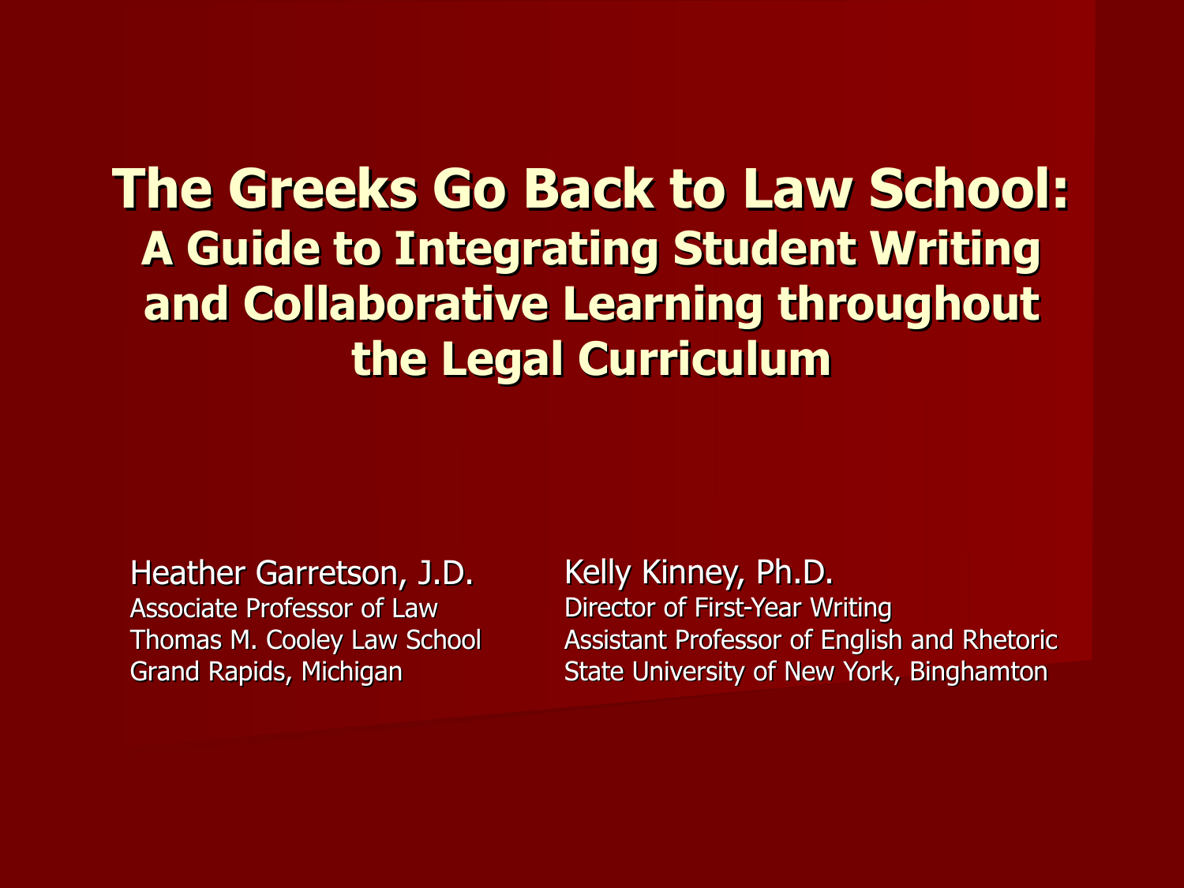# The Greeks Go Back to Law School:
## A Guide to Integrating Student Writing and Collaborative Learning throughout the Legal Curriculum

Heather Garretson, J.D.
Associate Professor of Law
Thomas M. Cooley Law School
Grand Rapids, Michigan

Kelly Kinney, Ph.D.
Director of First-Year Writing
Assistant Professor of English and Rhetoric
State University of New York, Binghamton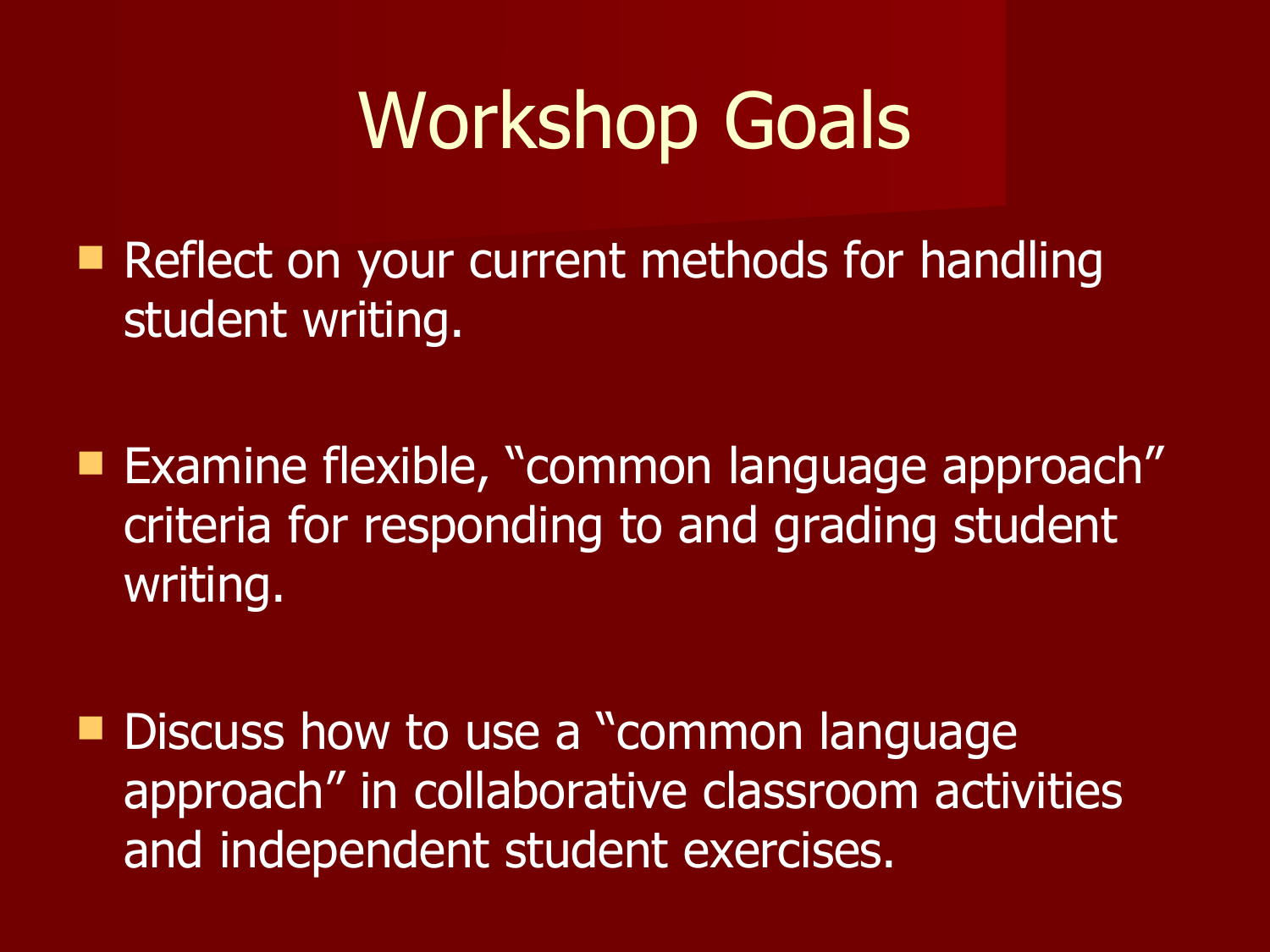# Workshop Goals

- Reflect on your current methods for handling student writing.
- Examine flexible, “common language approach” criteria for responding to and grading student writing.
- Discuss how to use a “common language approach” in collaborative classroom activities and independent student exercises.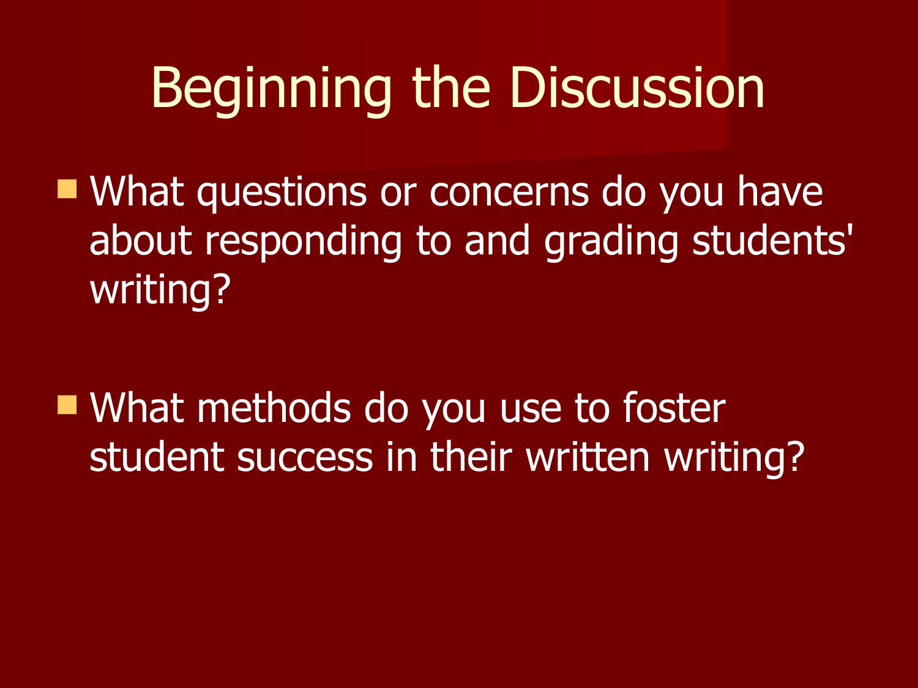# Beginning the Discussion

- What questions or concerns do you have about responding to and grading students' writing?

- What methods do you use to foster student success in their written writing?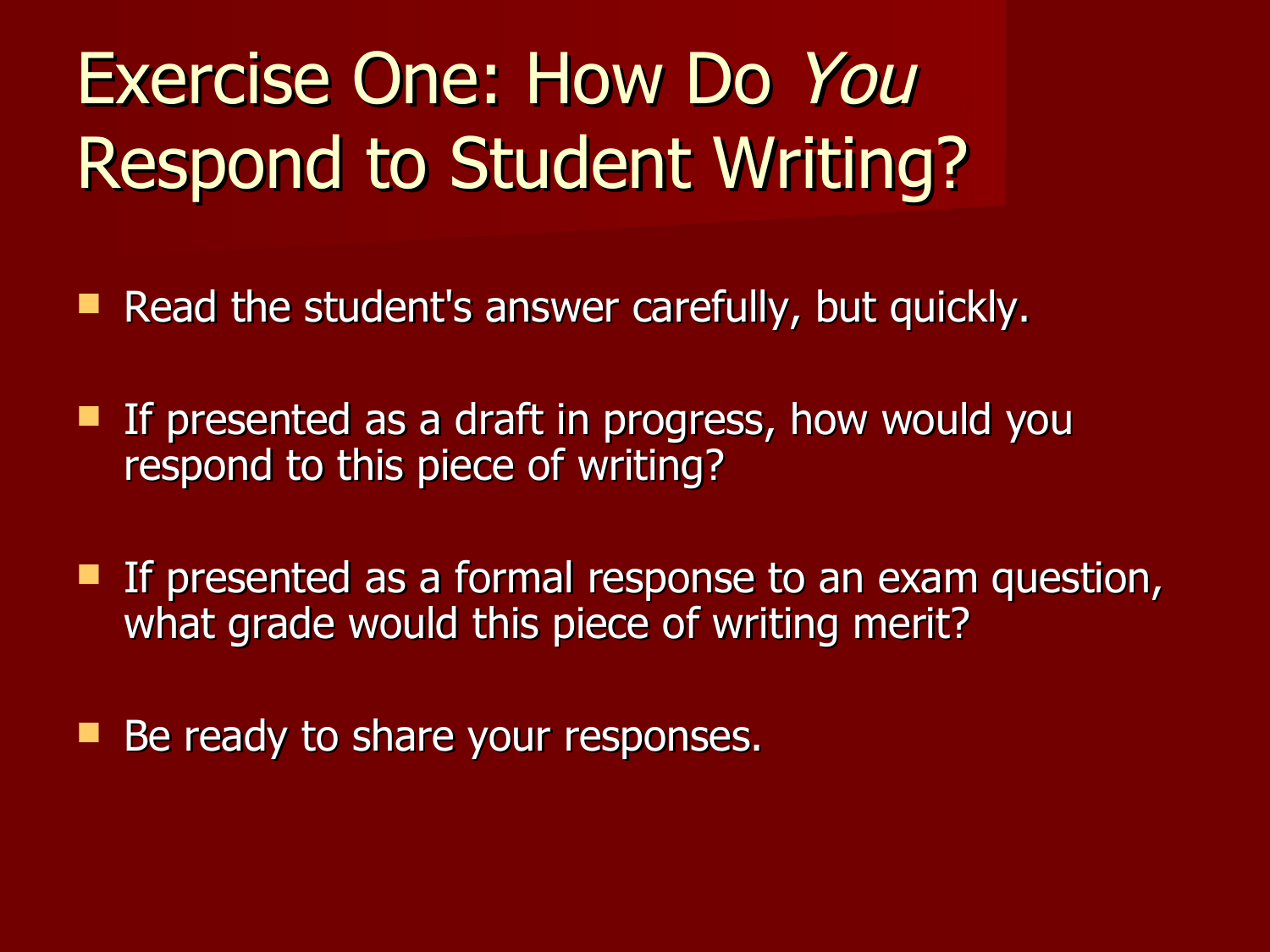# Exercise One: How Do *You* Respond to Student Writing?

- Read the student's answer carefully, but quickly.
- If presented as a draft in progress, how would you respond to this piece of writing?
- If presented as a formal response to an exam question, what grade would this piece of writing merit?
- Be ready to share your responses.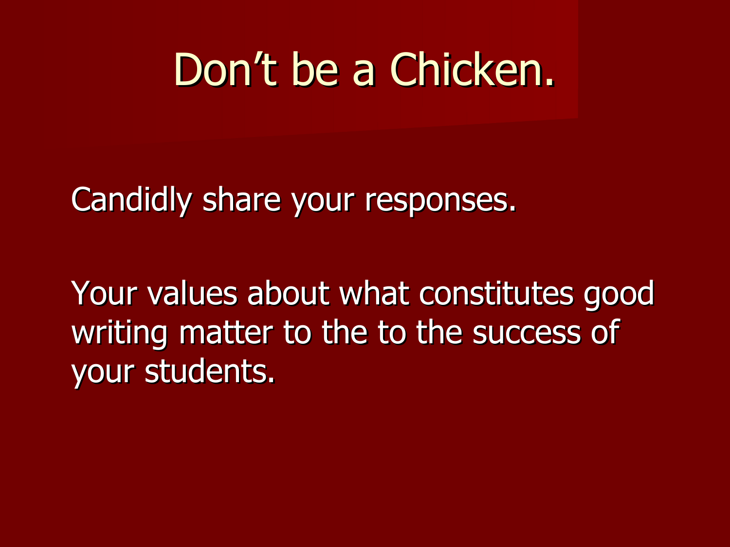# Don’t be a Chicken.

Candidly share your responses.

Your values about what constitutes good writing matter to the to the success of your students.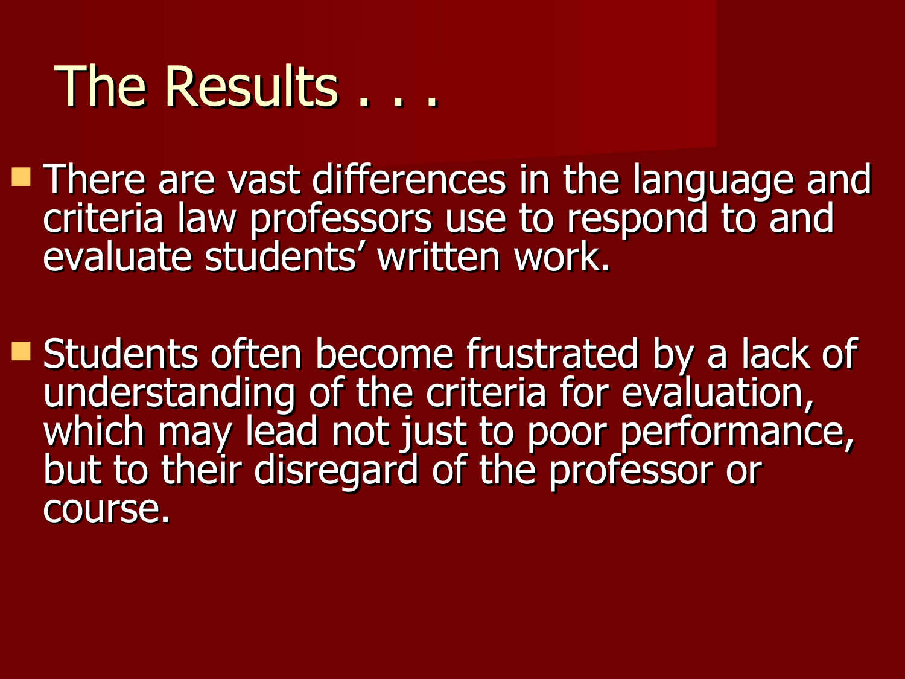# The Results . . .

- There are vast differences in the language and criteria law professors use to respond to and evaluate students' written work.

- Students often become frustrated by a lack of understanding of the criteria for evaluation, which may lead not just to poor performance, but to their disregard of the professor or course.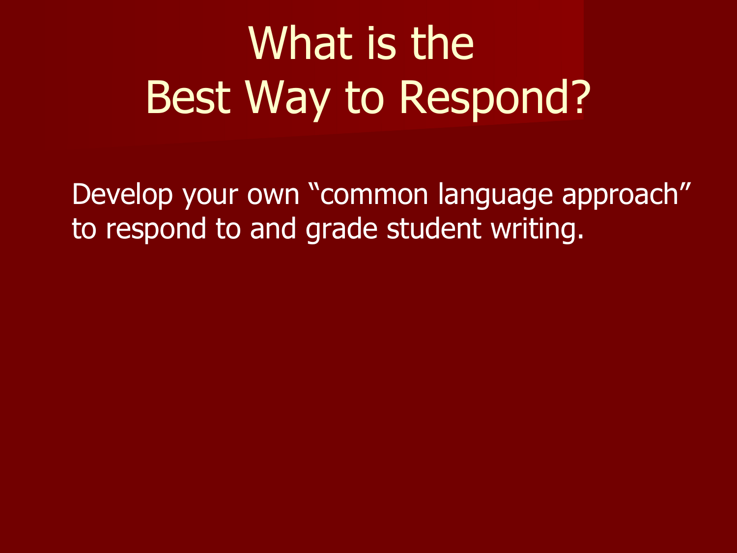# What is the Best Way to Respond?

Develop your own “common language approach” to respond to and grade student writing.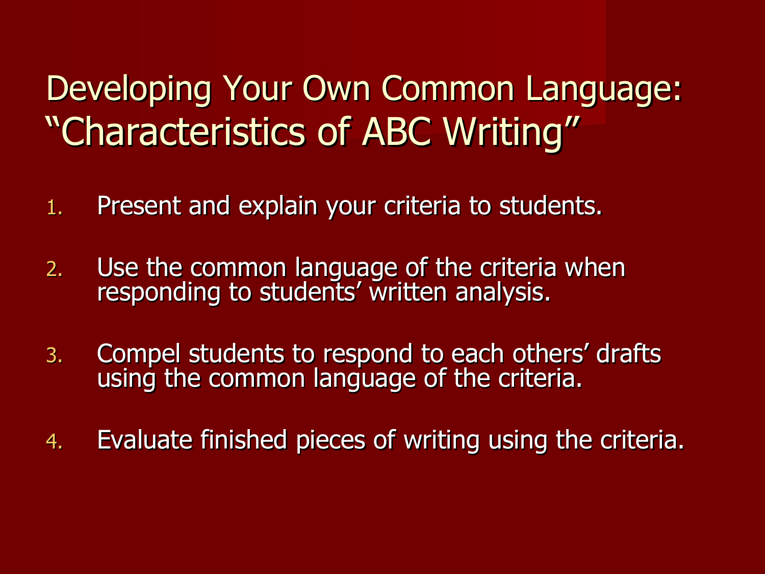# Developing Your Own Common Language: "Characteristics of ABC Writing"

1. Present and explain your criteria to students.

2. Use the common language of the criteria when responding to students' written analysis.

3. Compel students to respond to each others' drafts using the common language of the criteria.

4. Evaluate finished pieces of writing using the criteria.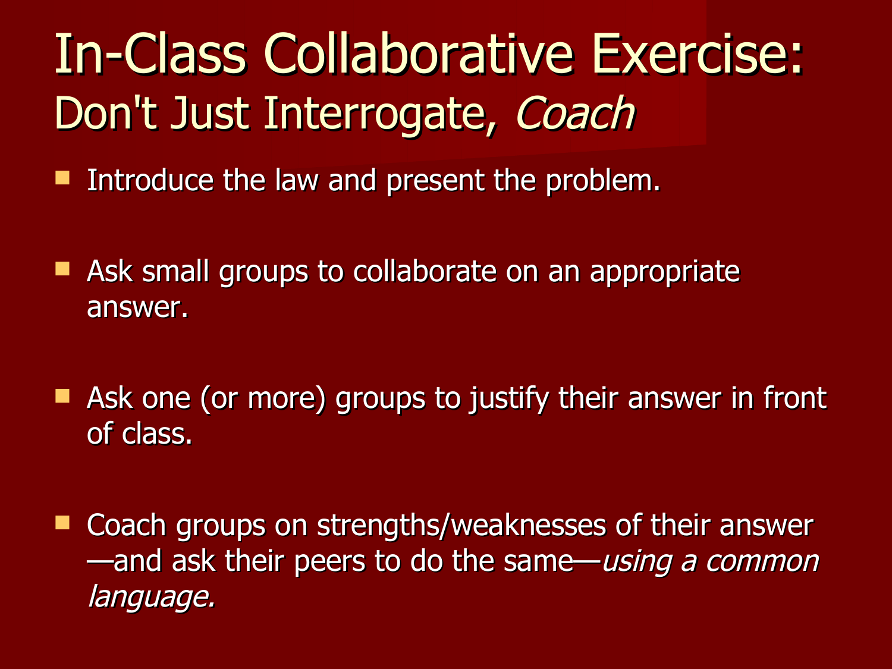# In-Class Collaborative Exercise:
## Don't Just Interrogate, *Coach*

- Introduce the law and present the problem.
- Ask small groups to collaborate on an appropriate answer.
- Ask one (or more) groups to justify their answer in front of class.
- Coach groups on strengths/weaknesses of their answer—and ask their peers to do the same—*using a common language.*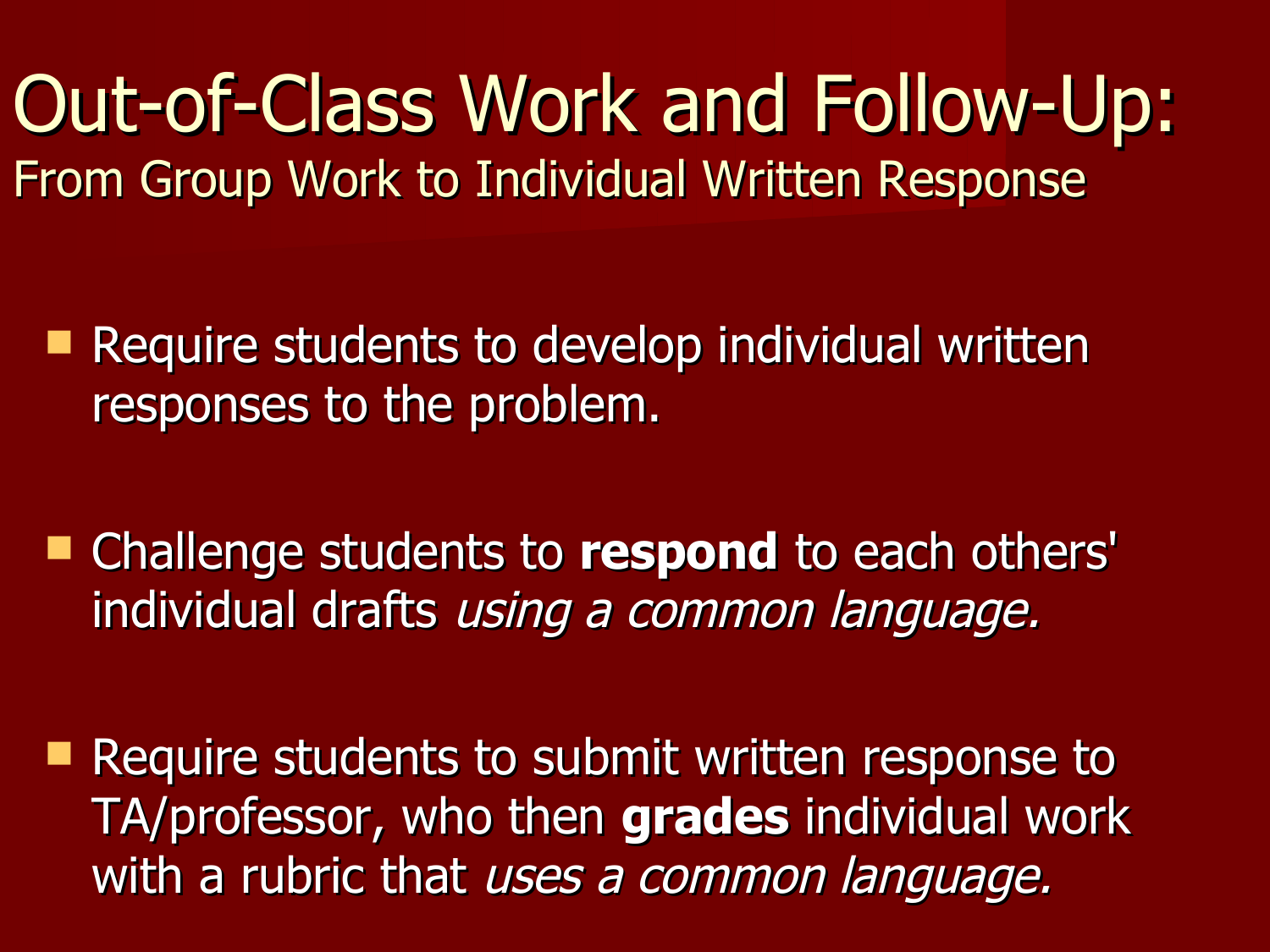# Out-of-Class Work and Follow-Up:

## From Group Work to Individual Written Response

- Require students to develop individual written responses to the problem.
- Challenge students to **respond** to each others' individual drafts *using a common language.*
- Require students to submit written response to TA/professor, who then **grades** individual work with a rubric that *uses a common language.*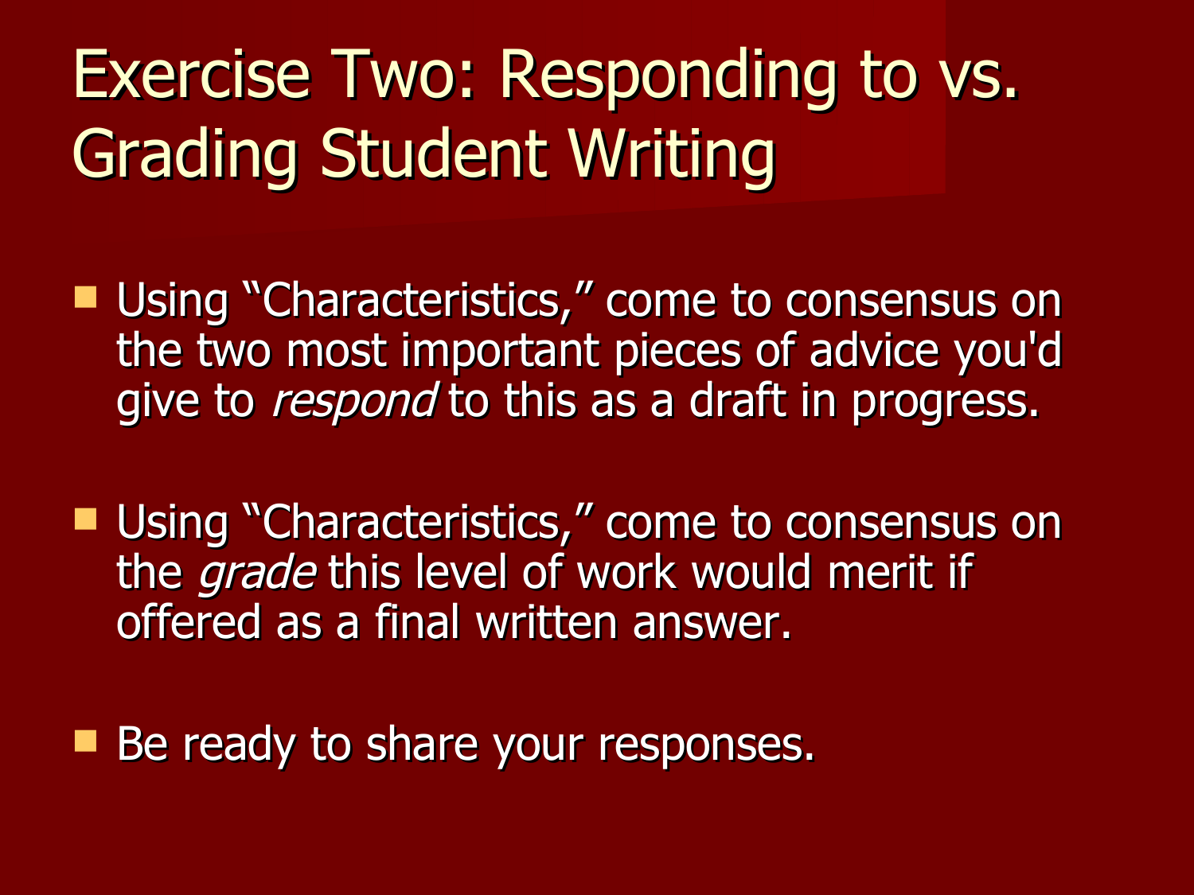# Exercise Two: Responding to vs. Grading Student Writing

- Using "Characteristics," come to consensus on the two most important pieces of advice you'd give to *respond* to this as a draft in progress.
- Using "Characteristics," come to consensus on the *grade* this level of work would merit if offered as a final written answer.
- Be ready to share your responses.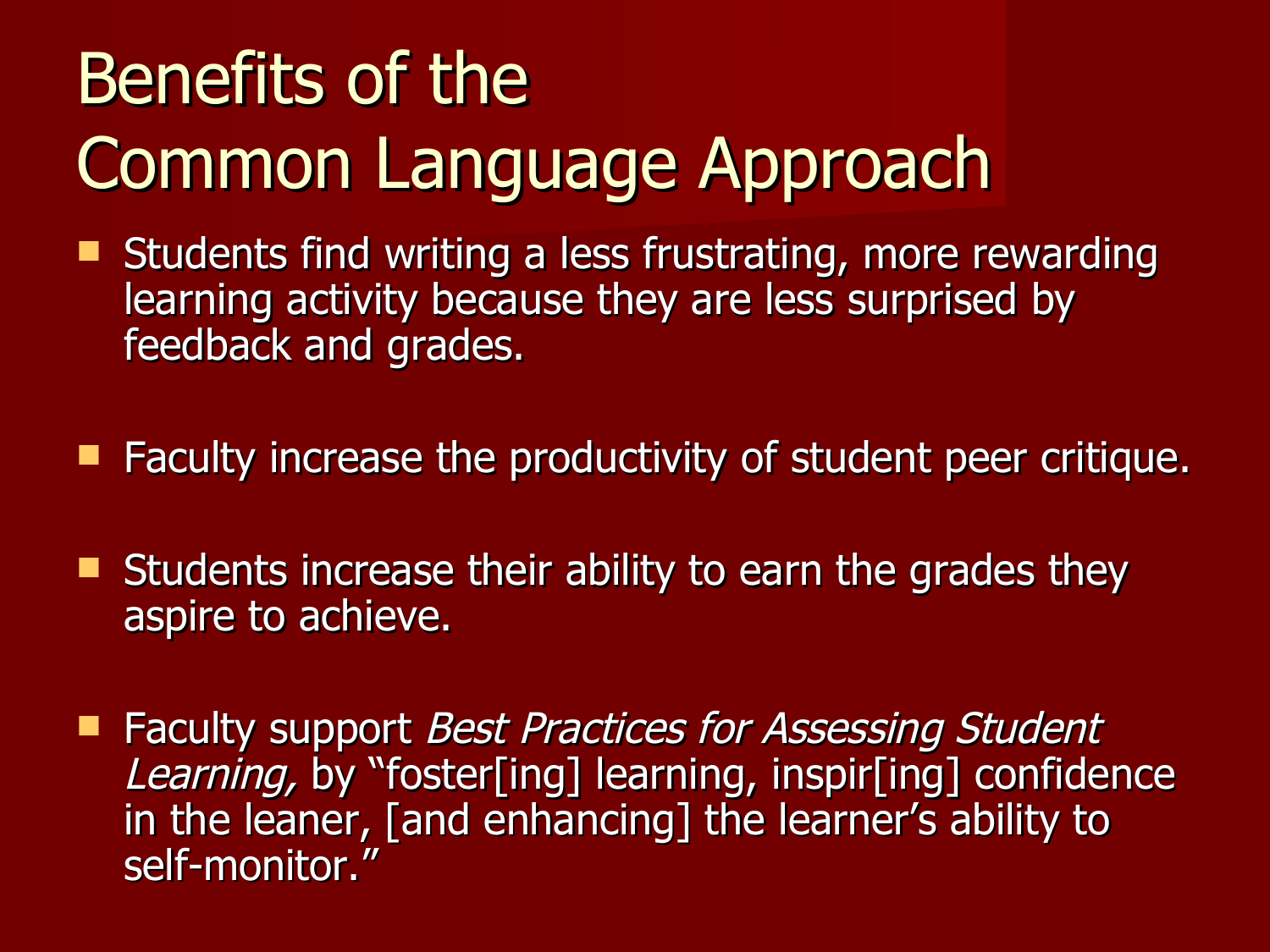# Benefits of the Common Language Approach

- Students find writing a less frustrating, more rewarding learning activity because they are less surprised by feedback and grades.

- Faculty increase the productivity of student peer critique.

- Students increase their ability to earn the grades they aspire to achieve.

- Faculty support *Best Practices for Assessing Student Learning,* by "foster[ing] learning, inspir[ing] confidence in the leaner, [and enhancing] the learner's ability to self-monitor."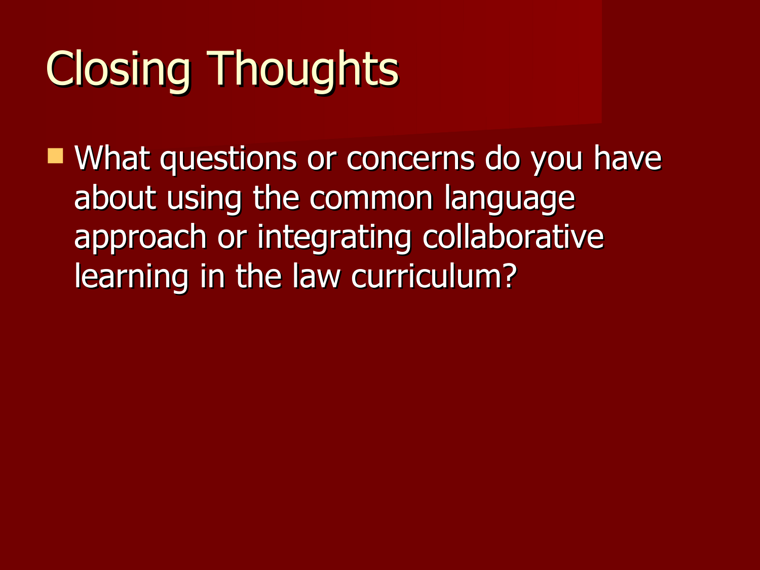# Closing Thoughts

- What questions or concerns do you have about using the common language approach or integrating collaborative learning in the law curriculum?